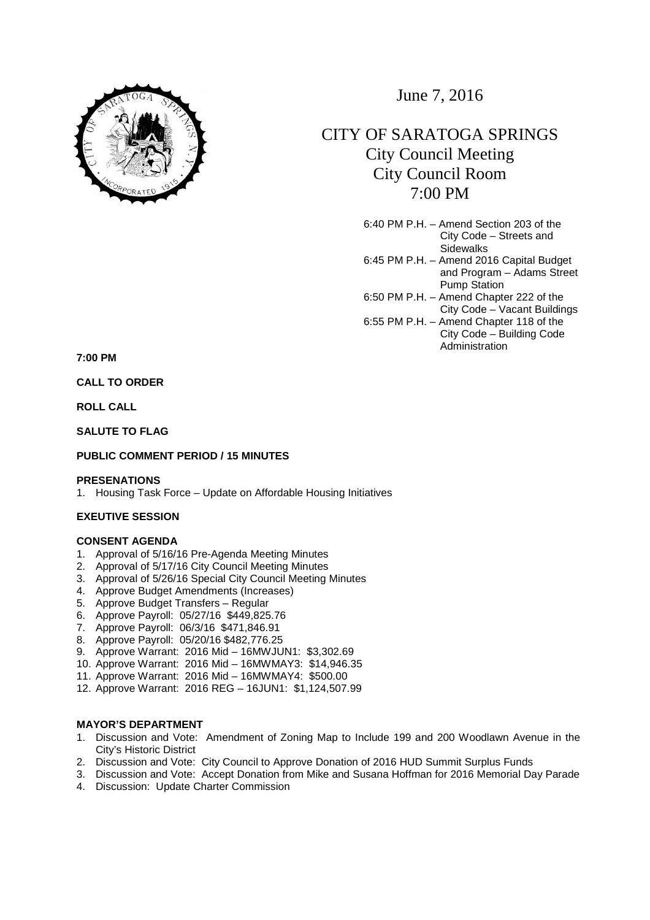June 7, 2016

# CITY OF SARATOGA SPRINGS
## City Council Meeting
## City Council Room
## 7:00 PM

6:40 PM P.H. – Amend Section 203 of the City Code – Streets and Sidewalks
6:45 PM P.H. – Amend 2016 Capital Budget and Program – Adams Street Pump Station
6:50 PM P.H. – Amend Chapter 222 of the City Code – Vacant Buildings
6:55 PM P.H. – Amend Chapter 118 of the City Code – Building Code Administration

**7:00 PM**

**CALL TO ORDER**

**ROLL CALL**

**SALUTE TO FLAG**

**PUBLIC COMMENT PERIOD / 15 MINUTES**

**PRESENATIONS**

1. Housing Task Force – Update on Affordable Housing Initiatives

**EXEUTIVE SESSION**

**CONSENT AGENDA**

1. Approval of 5/16/16 Pre-Agenda Meeting Minutes
2. Approval of 5/17/16 City Council Meeting Minutes
3. Approval of 5/26/16 Special City Council Meeting Minutes
4. Approve Budget Amendments (Increases)
5. Approve Budget Transfers – Regular
6. Approve Payroll: 05/27/16 $449,825.76
7. Approve Payroll: 06/3/16 $471,846.91
8. Approve Payroll: 05/20/16 $482,776.25
9. Approve Warrant: 2016 Mid – 16MWJUN1: $3,302.69
10. Approve Warrant: 2016 Mid – 16MWMAY3: $14,946.35
11. Approve Warrant: 2016 Mid – 16MWMAY4: $500.00
12. Approve Warrant: 2016 REG – 16JUN1: $1,124,507.99

**MAYOR'S DEPARTMENT**

1. Discussion and Vote: Amendment of Zoning Map to Include 199 and 200 Woodlawn Avenue in the City's Historic District
2. Discussion and Vote: City Council to Approve Donation of 2016 HUD Summit Surplus Funds
3. Discussion and Vote: Accept Donation from Mike and Susana Hoffman for 2016 Memorial Day Parade
4. Discussion: Update Charter Commission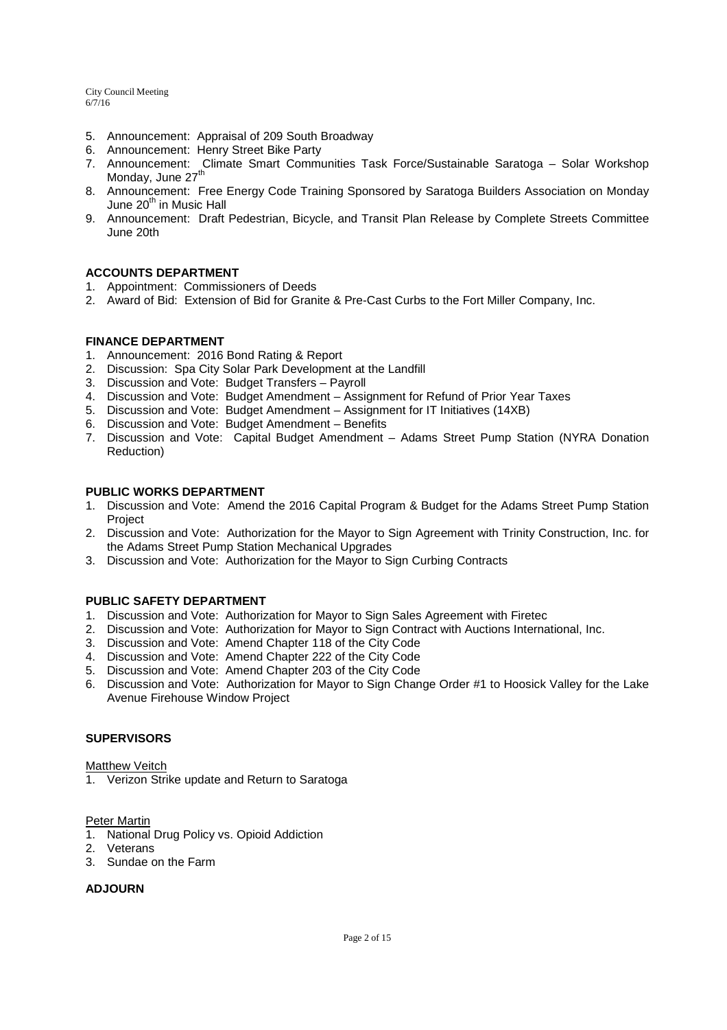5. Announcement: Appraisal of 209 South Broadway
6. Announcement: Henry Street Bike Party
7. Announcement: Climate Smart Communities Task Force/Sustainable Saratoga – Solar Workshop Monday, June 27th
8. Announcement: Free Energy Code Training Sponsored by Saratoga Builders Association on Monday June 20th in Music Hall
9. Announcement: Draft Pedestrian, Bicycle, and Transit Plan Release by Complete Streets Committee June 20th

## ACCOUNTS DEPARTMENT

1. Appointment: Commissioners of Deeds
2. Award of Bid: Extension of Bid for Granite & Pre-Cast Curbs to the Fort Miller Company, Inc.

## FINANCE DEPARTMENT

1. Announcement: 2016 Bond Rating & Report
2. Discussion: Spa City Solar Park Development at the Landfill
3. Discussion and Vote: Budget Transfers – Payroll
4. Discussion and Vote: Budget Amendment – Assignment for Refund of Prior Year Taxes
5. Discussion and Vote: Budget Amendment – Assignment for IT Initiatives (14XB)
6. Discussion and Vote: Budget Amendment – Benefits
7. Discussion and Vote: Capital Budget Amendment – Adams Street Pump Station (NYRA Donation Reduction)

## PUBLIC WORKS DEPARTMENT

1. Discussion and Vote: Amend the 2016 Capital Program & Budget for the Adams Street Pump Station Project
2. Discussion and Vote: Authorization for the Mayor to Sign Agreement with Trinity Construction, Inc. for the Adams Street Pump Station Mechanical Upgrades
3. Discussion and Vote: Authorization for the Mayor to Sign Curbing Contracts

## PUBLIC SAFETY DEPARTMENT

1. Discussion and Vote: Authorization for Mayor to Sign Sales Agreement with Firetec
2. Discussion and Vote: Authorization for Mayor to Sign Contract with Auctions International, Inc.
3. Discussion and Vote: Amend Chapter 118 of the City Code
4. Discussion and Vote: Amend Chapter 222 of the City Code
5. Discussion and Vote: Amend Chapter 203 of the City Code
6. Discussion and Vote: Authorization for Mayor to Sign Change Order #1 to Hoosick Valley for the Lake Avenue Firehouse Window Project

## SUPERVISORS

Matthew Veitch

1. Verizon Strike update and Return to Saratoga

Peter Martin

1. National Drug Policy vs. Opioid Addiction
2. Veterans
3. Sundae on the Farm

## ADJOURN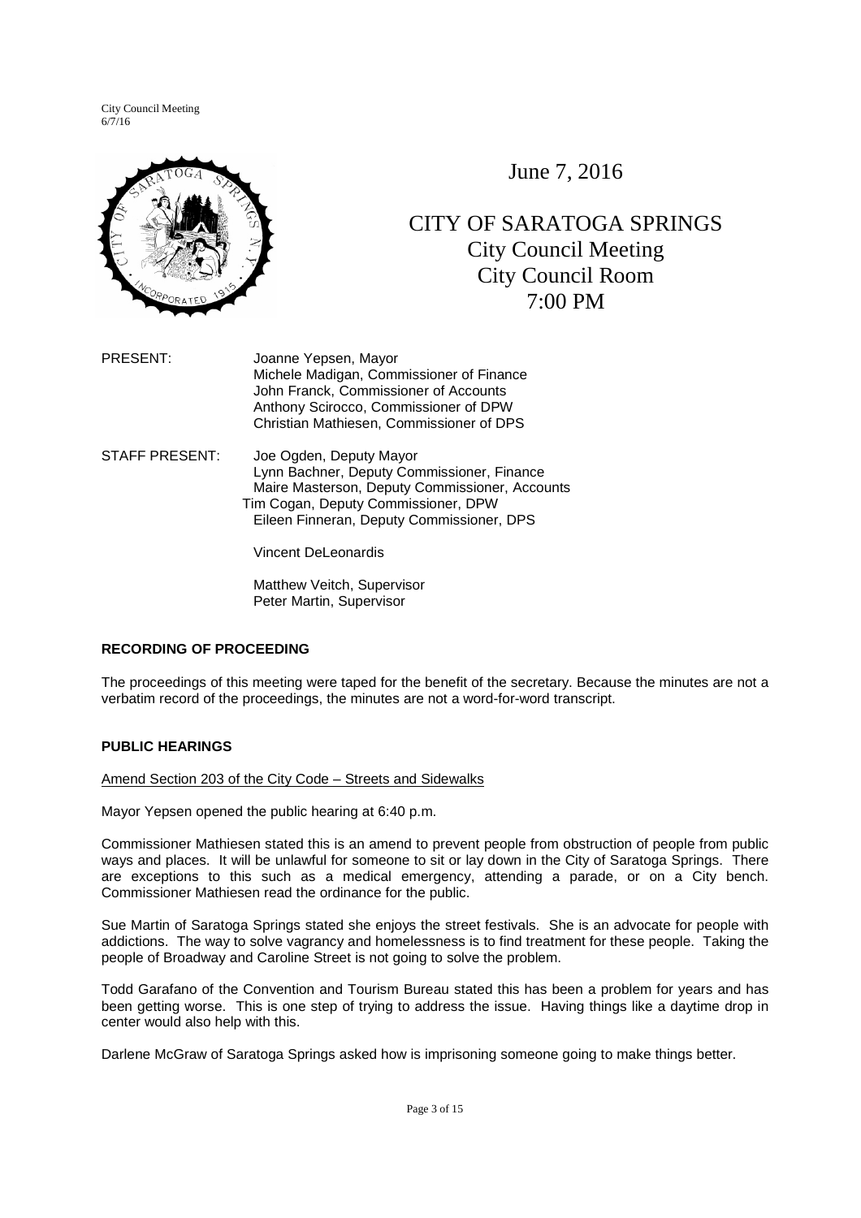June 7, 2016

# CITY OF SARATOGA SPRINGS
## City Council Meeting
## City Council Room
## 7:00 PM

PRESENT: Joanne Yepsen, Mayor
Michele Madigan, Commissioner of Finance
John Franck, Commissioner of Accounts
Anthony Scirocco, Commissioner of DPW
Christian Mathiesen, Commissioner of DPS

STAFF PRESENT: Joe Ogden, Deputy Mayor
Lynn Bachner, Deputy Commissioner, Finance
Maire Masterson, Deputy Commissioner, Accounts
Tim Cogan, Deputy Commissioner, DPW
Eileen Finneran, Deputy Commissioner, DPS

Vincent DeLeonardis

Matthew Veitch, Supervisor
Peter Martin, Supervisor

**RECORDING OF PROCEEDING**

The proceedings of this meeting were taped for the benefit of the secretary. Because the minutes are not a verbatim record of the proceedings, the minutes are not a word-for-word transcript.

**PUBLIC HEARINGS**

Amend Section 203 of the City Code – Streets and Sidewalks

Mayor Yepsen opened the public hearing at 6:40 p.m.

Commissioner Mathiesen stated this is an amend to prevent people from obstruction of people from public ways and places. It will be unlawful for someone to sit or lay down in the City of Saratoga Springs. There are exceptions to this such as a medical emergency, attending a parade, or on a City bench. Commissioner Mathiesen read the ordinance for the public.

Sue Martin of Saratoga Springs stated she enjoys the street festivals. She is an advocate for people with addictions. The way to solve vagrancy and homelessness is to find treatment for these people. Taking the people of Broadway and Caroline Street is not going to solve the problem.

Todd Garafano of the Convention and Tourism Bureau stated this has been a problem for years and has been getting worse. This is one step of trying to address the issue. Having things like a daytime drop in center would also help with this.

Darlene McGraw of Saratoga Springs asked how is imprisoning someone going to make things better.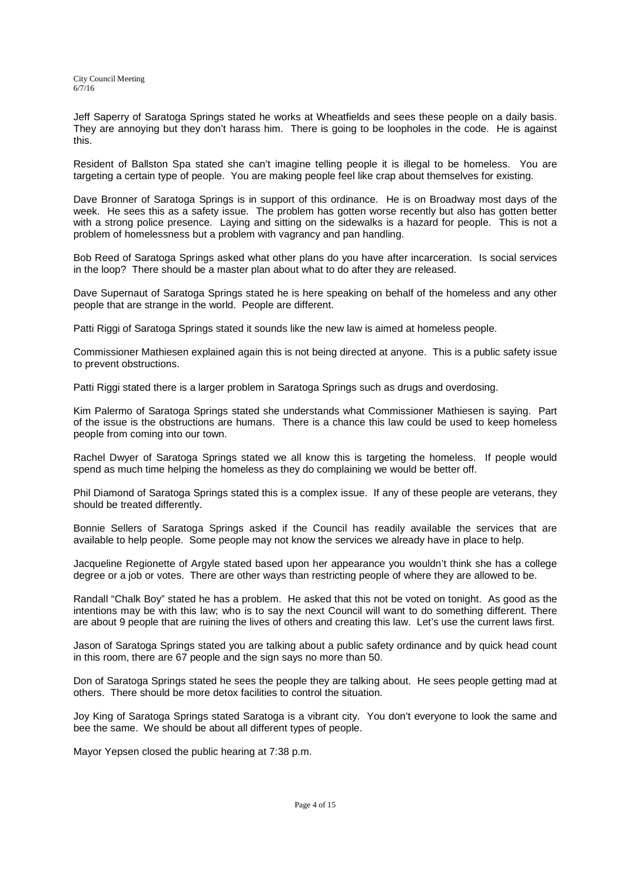Jeff Saperry of Saratoga Springs stated he works at Wheatfields and sees these people on a daily basis. They are annoying but they don't harass him. There is going to be loopholes in the code. He is against this.

Resident of Ballston Spa stated she can't imagine telling people it is illegal to be homeless. You are targeting a certain type of people. You are making people feel like crap about themselves for existing.

Dave Bronner of Saratoga Springs is in support of this ordinance. He is on Broadway most days of the week. He sees this as a safety issue. The problem has gotten worse recently but also has gotten better with a strong police presence. Laying and sitting on the sidewalks is a hazard for people. This is not a problem of homelessness but a problem with vagrancy and pan handling.

Bob Reed of Saratoga Springs asked what other plans do you have after incarceration. Is social services in the loop? There should be a master plan about what to do after they are released.

Dave Supernaut of Saratoga Springs stated he is here speaking on behalf of the homeless and any other people that are strange in the world. People are different.

Patti Riggi of Saratoga Springs stated it sounds like the new law is aimed at homeless people.

Commissioner Mathiesen explained again this is not being directed at anyone. This is a public safety issue to prevent obstructions.

Patti Riggi stated there is a larger problem in Saratoga Springs such as drugs and overdosing.

Kim Palermo of Saratoga Springs stated she understands what Commissioner Mathiesen is saying. Part of the issue is the obstructions are humans. There is a chance this law could be used to keep homeless people from coming into our town.

Rachel Dwyer of Saratoga Springs stated we all know this is targeting the homeless. If people would spend as much time helping the homeless as they do complaining we would be better off.

Phil Diamond of Saratoga Springs stated this is a complex issue. If any of these people are veterans, they should be treated differently.

Bonnie Sellers of Saratoga Springs asked if the Council has readily available the services that are available to help people. Some people may not know the services we already have in place to help.

Jacqueline Regionette of Argyle stated based upon her appearance you wouldn't think she has a college degree or a job or votes. There are other ways than restricting people of where they are allowed to be.

Randall "Chalk Boy" stated he has a problem. He asked that this not be voted on tonight. As good as the intentions may be with this law; who is to say the next Council will want to do something different. There are about 9 people that are ruining the lives of others and creating this law. Let's use the current laws first.

Jason of Saratoga Springs stated you are talking about a public safety ordinance and by quick head count in this room, there are 67 people and the sign says no more than 50.

Don of Saratoga Springs stated he sees the people they are talking about. He sees people getting mad at others. There should be more detox facilities to control the situation.

Joy King of Saratoga Springs stated Saratoga is a vibrant city. You don't everyone to look the same and bee the same. We should be about all different types of people.

Mayor Yepsen closed the public hearing at 7:38 p.m.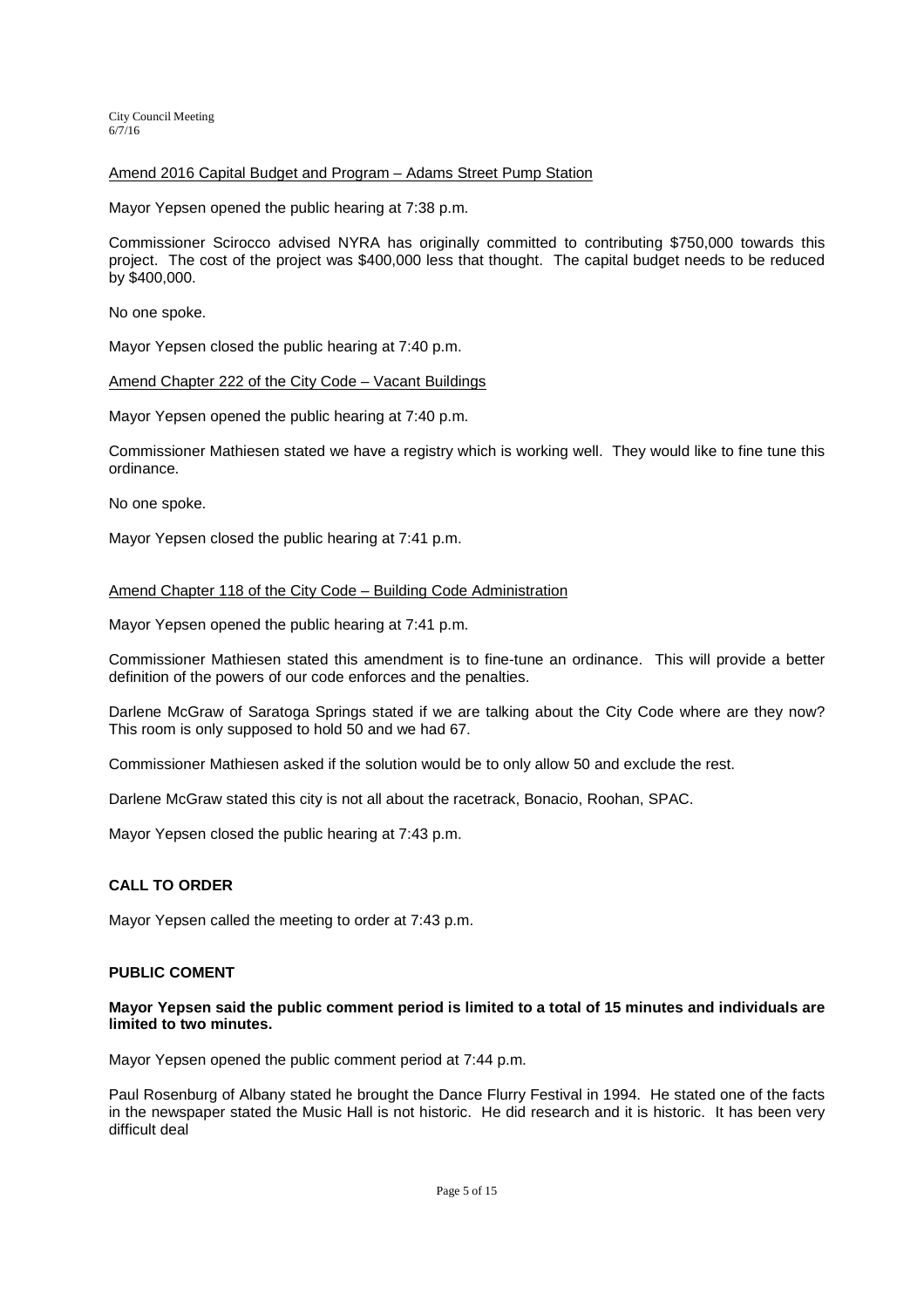Amend 2016 Capital Budget and Program – Adams Street Pump Station

Mayor Yepsen opened the public hearing at 7:38 p.m.

Commissioner Scirocco advised NYRA has originally committed to contributing $750,000 towards this project. The cost of the project was $400,000 less that thought. The capital budget needs to be reduced by $400,000.

No one spoke.

Mayor Yepsen closed the public hearing at 7:40 p.m.

Amend Chapter 222 of the City Code – Vacant Buildings

Mayor Yepsen opened the public hearing at 7:40 p.m.

Commissioner Mathiesen stated we have a registry which is working well. They would like to fine tune this ordinance.

No one spoke.

Mayor Yepsen closed the public hearing at 7:41 p.m.

Amend Chapter 118 of the City Code – Building Code Administration

Mayor Yepsen opened the public hearing at 7:41 p.m.

Commissioner Mathiesen stated this amendment is to fine-tune an ordinance. This will provide a better definition of the powers of our code enforces and the penalties.

Darlene McGraw of Saratoga Springs stated if we are talking about the City Code where are they now? This room is only supposed to hold 50 and we had 67.

Commissioner Mathiesen asked if the solution would be to only allow 50 and exclude the rest.

Darlene McGraw stated this city is not all about the racetrack, Bonacio, Roohan, SPAC.

Mayor Yepsen closed the public hearing at 7:43 p.m.

**CALL TO ORDER**

Mayor Yepsen called the meeting to order at 7:43 p.m.

**PUBLIC COMENT**

**Mayor Yepsen said the public comment period is limited to a total of 15 minutes and individuals are limited to two minutes.**

Mayor Yepsen opened the public comment period at 7:44 p.m.

Paul Rosenburg of Albany stated he brought the Dance Flurry Festival in 1994. He stated one of the facts in the newspaper stated the Music Hall is not historic. He did research and it is historic. It has been very difficult deal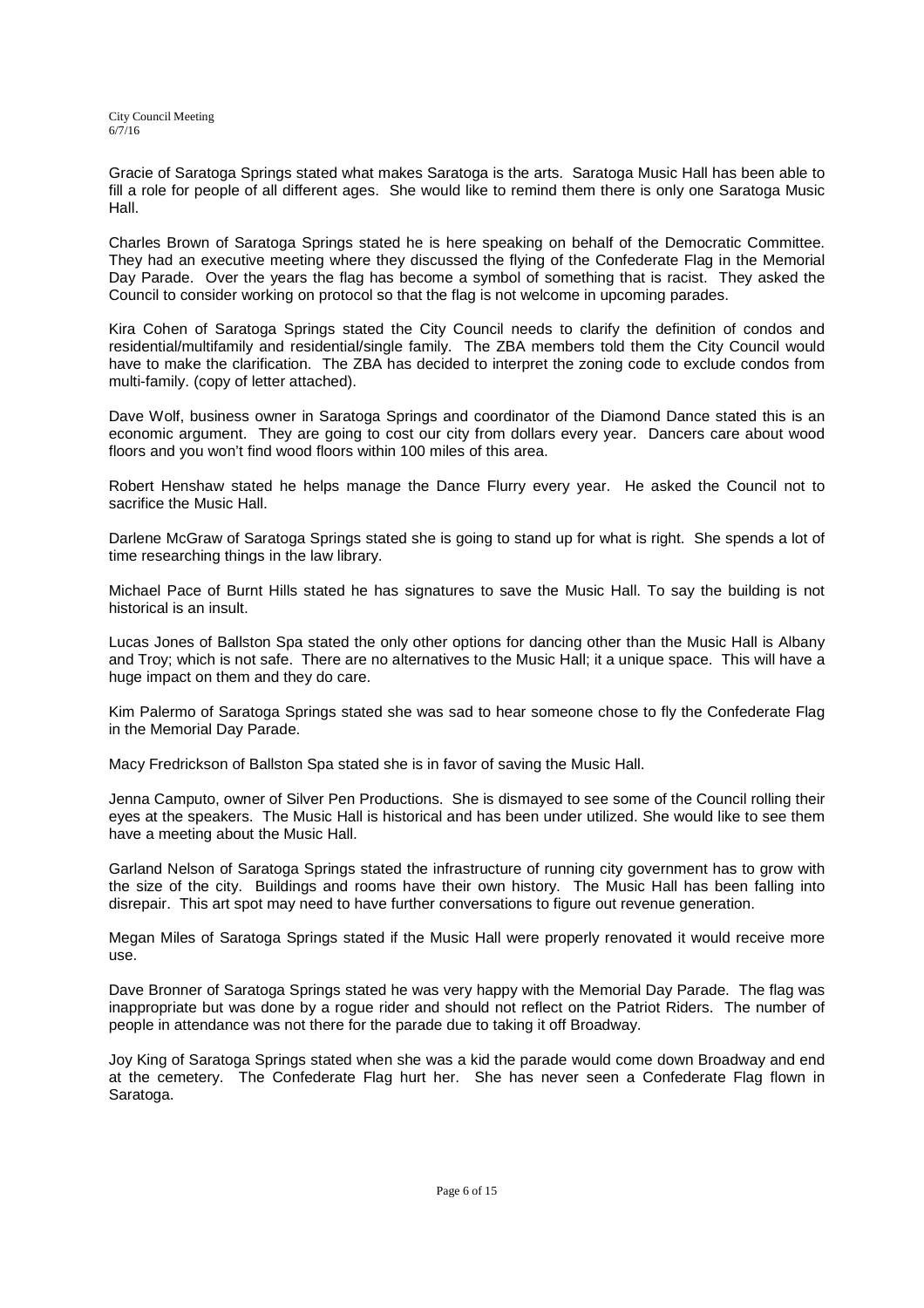Gracie of Saratoga Springs stated what makes Saratoga is the arts. Saratoga Music Hall has been able to fill a role for people of all different ages. She would like to remind them there is only one Saratoga Music Hall.

Charles Brown of Saratoga Springs stated he is here speaking on behalf of the Democratic Committee. They had an executive meeting where they discussed the flying of the Confederate Flag in the Memorial Day Parade. Over the years the flag has become a symbol of something that is racist. They asked the Council to consider working on protocol so that the flag is not welcome in upcoming parades.

Kira Cohen of Saratoga Springs stated the City Council needs to clarify the definition of condos and residential/multifamily and residential/single family. The ZBA members told them the City Council would have to make the clarification. The ZBA has decided to interpret the zoning code to exclude condos from multi-family. (copy of letter attached).

Dave Wolf, business owner in Saratoga Springs and coordinator of the Diamond Dance stated this is an economic argument. They are going to cost our city from dollars every year. Dancers care about wood floors and you won't find wood floors within 100 miles of this area.

Robert Henshaw stated he helps manage the Dance Flurry every year. He asked the Council not to sacrifice the Music Hall.

Darlene McGraw of Saratoga Springs stated she is going to stand up for what is right. She spends a lot of time researching things in the law library.

Michael Pace of Burnt Hills stated he has signatures to save the Music Hall. To say the building is not historical is an insult.

Lucas Jones of Ballston Spa stated the only other options for dancing other than the Music Hall is Albany and Troy; which is not safe. There are no alternatives to the Music Hall; it a unique space. This will have a huge impact on them and they do care.

Kim Palermo of Saratoga Springs stated she was sad to hear someone chose to fly the Confederate Flag in the Memorial Day Parade.

Macy Fredrickson of Ballston Spa stated she is in favor of saving the Music Hall.

Jenna Camputo, owner of Silver Pen Productions. She is dismayed to see some of the Council rolling their eyes at the speakers. The Music Hall is historical and has been under utilized. She would like to see them have a meeting about the Music Hall.

Garland Nelson of Saratoga Springs stated the infrastructure of running city government has to grow with the size of the city. Buildings and rooms have their own history. The Music Hall has been falling into disrepair. This art spot may need to have further conversations to figure out revenue generation.

Megan Miles of Saratoga Springs stated if the Music Hall were properly renovated it would receive more use.

Dave Bronner of Saratoga Springs stated he was very happy with the Memorial Day Parade. The flag was inappropriate but was done by a rogue rider and should not reflect on the Patriot Riders. The number of people in attendance was not there for the parade due to taking it off Broadway.

Joy King of Saratoga Springs stated when she was a kid the parade would come down Broadway and end at the cemetery. The Confederate Flag hurt her. She has never seen a Confederate Flag flown in Saratoga.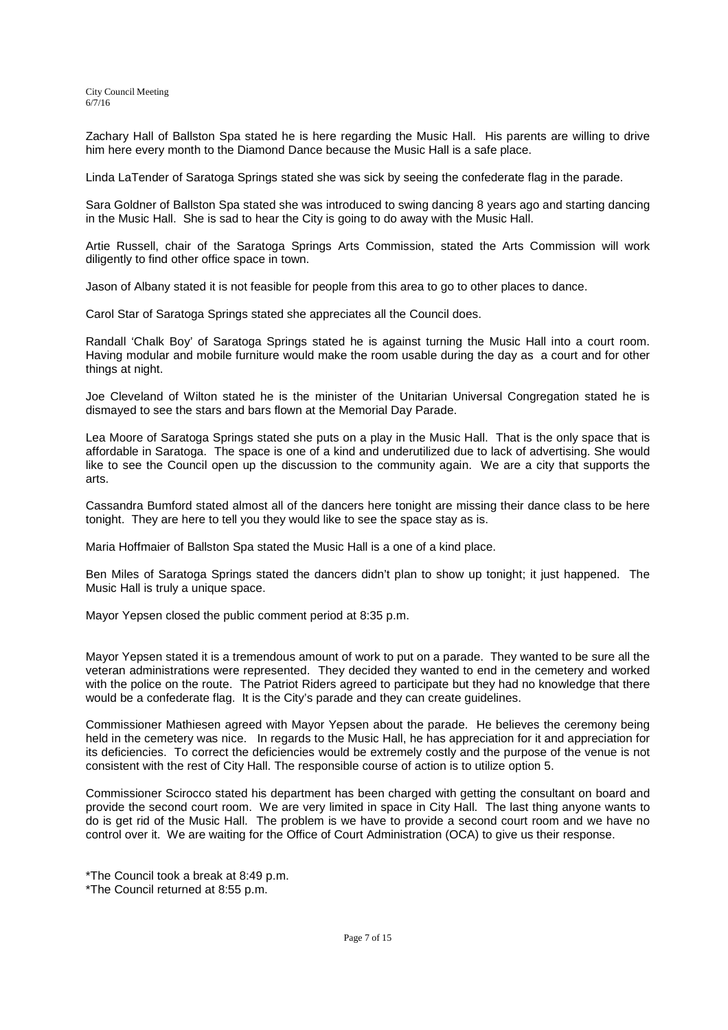Zachary Hall of Ballston Spa stated he is here regarding the Music Hall. His parents are willing to drive him here every month to the Diamond Dance because the Music Hall is a safe place.

Linda LaTender of Saratoga Springs stated she was sick by seeing the confederate flag in the parade.

Sara Goldner of Ballston Spa stated she was introduced to swing dancing 8 years ago and starting dancing in the Music Hall. She is sad to hear the City is going to do away with the Music Hall.

Artie Russell, chair of the Saratoga Springs Arts Commission, stated the Arts Commission will work diligently to find other office space in town.

Jason of Albany stated it is not feasible for people from this area to go to other places to dance.

Carol Star of Saratoga Springs stated she appreciates all the Council does.

Randall 'Chalk Boy' of Saratoga Springs stated he is against turning the Music Hall into a court room. Having modular and mobile furniture would make the room usable during the day as a court and for other things at night.

Joe Cleveland of Wilton stated he is the minister of the Unitarian Universal Congregation stated he is dismayed to see the stars and bars flown at the Memorial Day Parade.

Lea Moore of Saratoga Springs stated she puts on a play in the Music Hall. That is the only space that is affordable in Saratoga. The space is one of a kind and underutilized due to lack of advertising. She would like to see the Council open up the discussion to the community again. We are a city that supports the arts.

Cassandra Bumford stated almost all of the dancers here tonight are missing their dance class to be here tonight. They are here to tell you they would like to see the space stay as is.

Maria Hoffmaier of Ballston Spa stated the Music Hall is a one of a kind place.

Ben Miles of Saratoga Springs stated the dancers didn't plan to show up tonight; it just happened. The Music Hall is truly a unique space.

Mayor Yepsen closed the public comment period at 8:35 p.m.

Mayor Yepsen stated it is a tremendous amount of work to put on a parade. They wanted to be sure all the veteran administrations were represented. They decided they wanted to end in the cemetery and worked with the police on the route. The Patriot Riders agreed to participate but they had no knowledge that there would be a confederate flag. It is the City's parade and they can create guidelines.

Commissioner Mathiesen agreed with Mayor Yepsen about the parade. He believes the ceremony being held in the cemetery was nice. In regards to the Music Hall, he has appreciation for it and appreciation for its deficiencies. To correct the deficiencies would be extremely costly and the purpose of the venue is not consistent with the rest of City Hall. The responsible course of action is to utilize option 5.

Commissioner Scirocco stated his department has been charged with getting the consultant on board and provide the second court room. We are very limited in space in City Hall. The last thing anyone wants to do is get rid of the Music Hall. The problem is we have to provide a second court room and we have no control over it. We are waiting for the Office of Court Administration (OCA) to give us their response.

*The Council took a break at 8:49 p.m.
*The Council returned at 8:55 p.m.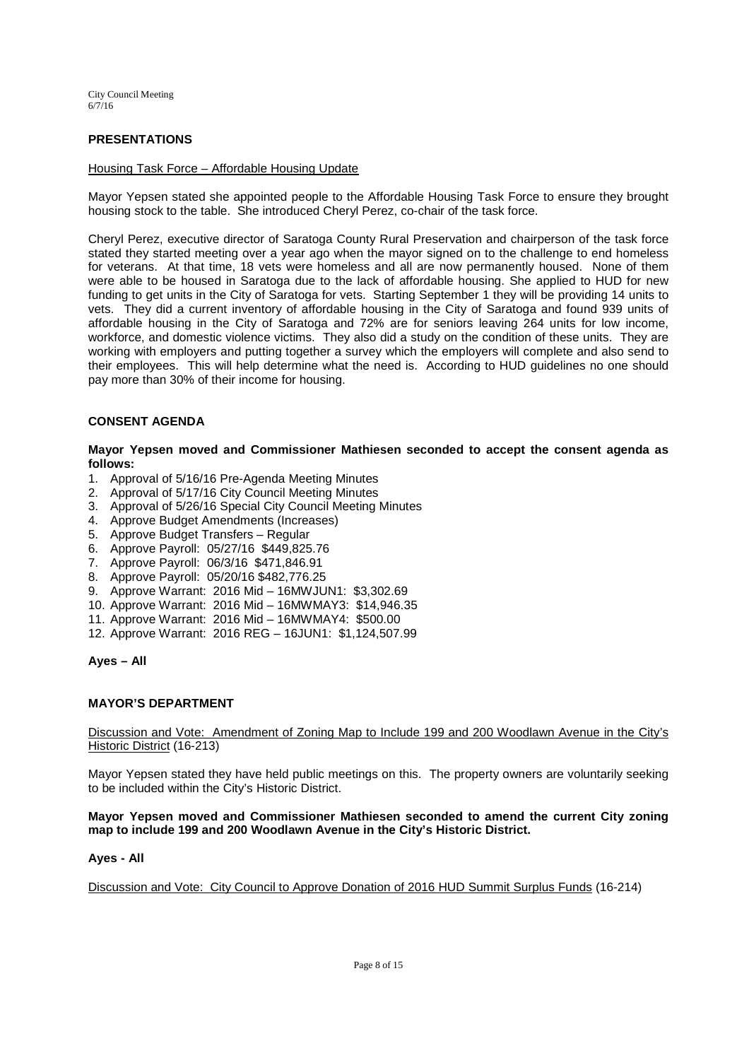## PRESENTATIONS

Housing Task Force – Affordable Housing Update

Mayor Yepsen stated she appointed people to the Affordable Housing Task Force to ensure they brought housing stock to the table. She introduced Cheryl Perez, co-chair of the task force.

Cheryl Perez, executive director of Saratoga County Rural Preservation and chairperson of the task force stated they started meeting over a year ago when the mayor signed on to the challenge to end homeless for veterans. At that time, 18 vets were homeless and all are now permanently housed. None of them were able to be housed in Saratoga due to the lack of affordable housing. She applied to HUD for new funding to get units in the City of Saratoga for vets. Starting September 1 they will be providing 14 units to vets. They did a current inventory of affordable housing in the City of Saratoga and found 939 units of affordable housing in the City of Saratoga and 72% are for seniors leaving 264 units for low income, workforce, and domestic violence victims. They also did a study on the condition of these units. They are working with employers and putting together a survey which the employers will complete and also send to their employees. This will help determine what the need is. According to HUD guidelines no one should pay more than 30% of their income for housing.

## CONSENT AGENDA

**Mayor Yepsen moved and Commissioner Mathiesen seconded to accept the consent agenda as follows:**

1. Approval of 5/16/16 Pre-Agenda Meeting Minutes
2. Approval of 5/17/16 City Council Meeting Minutes
3. Approval of 5/26/16 Special City Council Meeting Minutes
4. Approve Budget Amendments (Increases)
5. Approve Budget Transfers – Regular
6. Approve Payroll: 05/27/16 $449,825.76
7. Approve Payroll: 06/3/16 $471,846.91
8. Approve Payroll: 05/20/16 $482,776.25
9. Approve Warrant: 2016 Mid – 16MWJUN1: $3,302.69
10. Approve Warrant: 2016 Mid – 16MWMAY3: $14,946.35
11. Approve Warrant: 2016 Mid – 16MWMAY4: $500.00
12. Approve Warrant: 2016 REG – 16JUN1: $1,124,507.99

**Ayes – All**

## MAYOR'S DEPARTMENT

Discussion and Vote: Amendment of Zoning Map to Include 199 and 200 Woodlawn Avenue in the City's Historic District (16-213)

Mayor Yepsen stated they have held public meetings on this. The property owners are voluntarily seeking to be included within the City's Historic District.

**Mayor Yepsen moved and Commissioner Mathiesen seconded to amend the current City zoning map to include 199 and 200 Woodlawn Avenue in the City's Historic District.**

**Ayes - All**

Discussion and Vote: City Council to Approve Donation of 2016 HUD Summit Surplus Funds (16-214)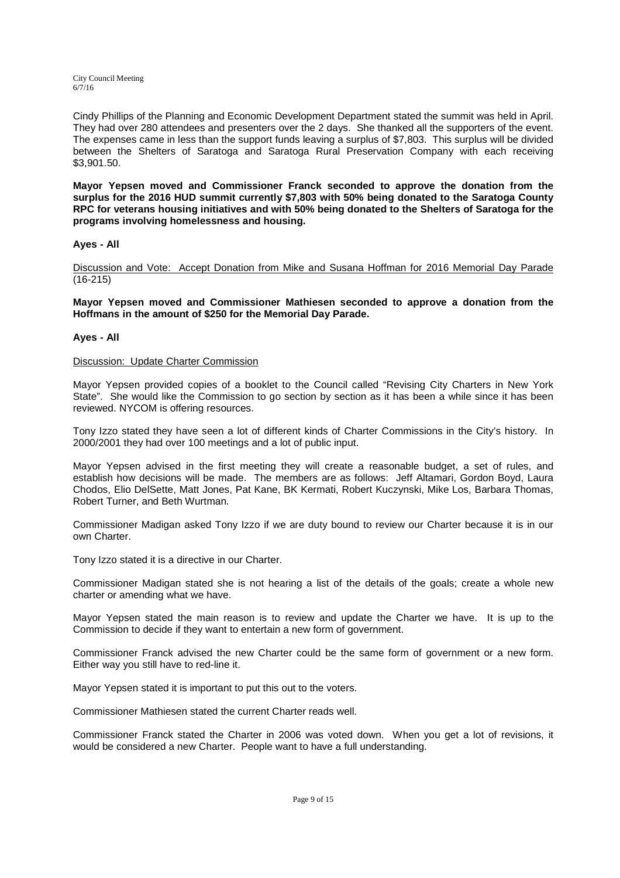Cindy Phillips of the Planning and Economic Development Department stated the summit was held in April. They had over 280 attendees and presenters over the 2 days. She thanked all the supporters of the event. The expenses came in less than the support funds leaving a surplus of $7,803. This surplus will be divided between the Shelters of Saratoga and Saratoga Rural Preservation Company with each receiving $3,901.50.

**Mayor Yepsen moved and Commissioner Franck seconded to approve the donation from the surplus for the 2016 HUD summit currently $7,803 with 50% being donated to the Saratoga County RPC for veterans housing initiatives and with 50% being donated to the Shelters of Saratoga for the programs involving homelessness and housing.**

**Ayes - All**

<u>Discussion and Vote: Accept Donation from Mike and Susana Hoffman for 2016 Memorial Day Parade (16-215)</u>

**Mayor Yepsen moved and Commissioner Mathiesen seconded to approve a donation from the Hoffmans in the amount of $250 for the Memorial Day Parade.**

**Ayes - All**

<u>Discussion: Update Charter Commission</u>

Mayor Yepsen provided copies of a booklet to the Council called "Revising City Charters in New York State". She would like the Commission to go section by section as it has been a while since it has been reviewed. NYCOM is offering resources.

Tony Izzo stated they have seen a lot of different kinds of Charter Commissions in the City's history. In 2000/2001 they had over 100 meetings and a lot of public input.

Mayor Yepsen advised in the first meeting they will create a reasonable budget, a set of rules, and establish how decisions will be made. The members are as follows: Jeff Altamari, Gordon Boyd, Laura Chodos, Elio DelSette, Matt Jones, Pat Kane, BK Kermati, Robert Kuczynski, Mike Los, Barbara Thomas, Robert Turner, and Beth Wurtman.

Commissioner Madigan asked Tony Izzo if we are duty bound to review our Charter because it is in our own Charter.

Tony Izzo stated it is a directive in our Charter.

Commissioner Madigan stated she is not hearing a list of the details of the goals; create a whole new charter or amending what we have.

Mayor Yepsen stated the main reason is to review and update the Charter we have. It is up to the Commission to decide if they want to entertain a new form of government.

Commissioner Franck advised the new Charter could be the same form of government or a new form. Either way you still have to red-line it.

Mayor Yepsen stated it is important to put this out to the voters.

Commissioner Mathiesen stated the current Charter reads well.

Commissioner Franck stated the Charter in 2006 was voted down. When you get a lot of revisions, it would be considered a new Charter. People want to have a full understanding.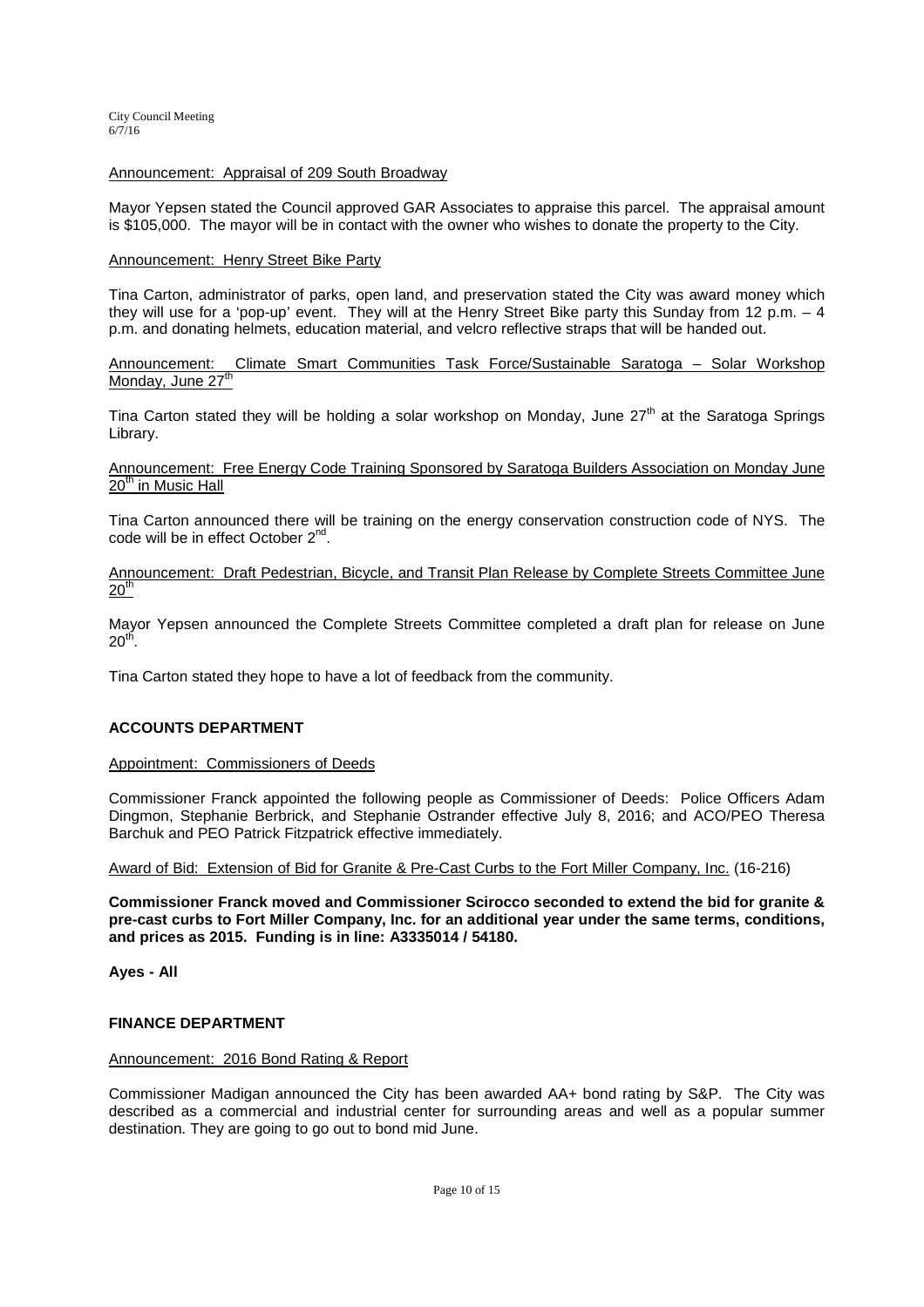Announcement: Appraisal of 209 South Broadway

Mayor Yepsen stated the Council approved GAR Associates to appraise this parcel. The appraisal amount is $105,000. The mayor will be in contact with the owner who wishes to donate the property to the City.

Announcement: Henry Street Bike Party

Tina Carton, administrator of parks, open land, and preservation stated the City was award money which they will use for a 'pop-up' event. They will at the Henry Street Bike party this Sunday from 12 p.m. – 4 p.m. and donating helmets, education material, and velcro reflective straps that will be handed out.

Announcement: Climate Smart Communities Task Force/Sustainable Saratoga – Solar Workshop Monday, June 27th

Tina Carton stated they will be holding a solar workshop on Monday, June 27th at the Saratoga Springs Library.

Announcement: Free Energy Code Training Sponsored by Saratoga Builders Association on Monday June 20th in Music Hall

Tina Carton announced there will be training on the energy conservation construction code of NYS. The code will be in effect October 2nd.

Announcement: Draft Pedestrian, Bicycle, and Transit Plan Release by Complete Streets Committee June 20th

Mayor Yepsen announced the Complete Streets Committee completed a draft plan for release on June 20th.

Tina Carton stated they hope to have a lot of feedback from the community.

## ACCOUNTS DEPARTMENT

Appointment: Commissioners of Deeds

Commissioner Franck appointed the following people as Commissioner of Deeds: Police Officers Adam Dingmon, Stephanie Berbrick, and Stephanie Ostrander effective July 8, 2016; and ACO/PEO Theresa Barchuk and PEO Patrick Fitzpatrick effective immediately.

Award of Bid: Extension of Bid for Granite & Pre-Cast Curbs to the Fort Miller Company, Inc. (16-216)

**Commissioner Franck moved and Commissioner Scirocco seconded to extend the bid for granite & pre-cast curbs to Fort Miller Company, Inc. for an additional year under the same terms, conditions, and prices as 2015. Funding is in line: A3335014 / 54180.**

**Ayes - All**

## FINANCE DEPARTMENT

Announcement: 2016 Bond Rating & Report

Commissioner Madigan announced the City has been awarded AA+ bond rating by S&P. The City was described as a commercial and industrial center for surrounding areas and well as a popular summer destination. They are going to go out to bond mid June.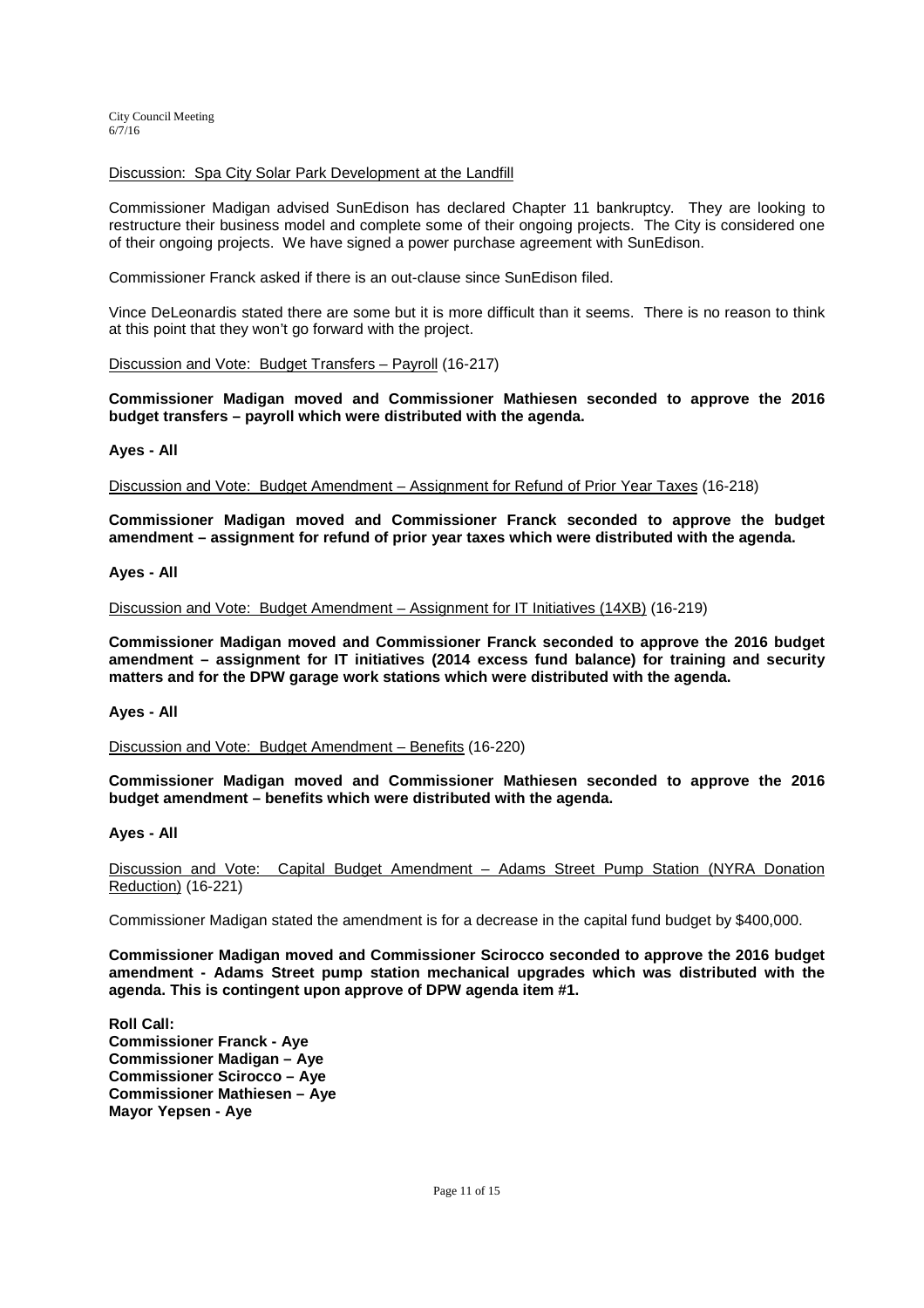Discussion: Spa City Solar Park Development at the Landfill

Commissioner Madigan advised SunEdison has declared Chapter 11 bankruptcy. They are looking to restructure their business model and complete some of their ongoing projects. The City is considered one of their ongoing projects. We have signed a power purchase agreement with SunEdison.

Commissioner Franck asked if there is an out-clause since SunEdison filed.

Vince DeLeonardis stated there are some but it is more difficult than it seems. There is no reason to think at this point that they won't go forward with the project.

Discussion and Vote: Budget Transfers – Payroll (16-217)

**Commissioner Madigan moved and Commissioner Mathiesen seconded to approve the 2016 budget transfers – payroll which were distributed with the agenda.**

**Ayes - All**

Discussion and Vote: Budget Amendment – Assignment for Refund of Prior Year Taxes (16-218)

**Commissioner Madigan moved and Commissioner Franck seconded to approve the budget amendment – assignment for refund of prior year taxes which were distributed with the agenda.**

**Ayes - All**

Discussion and Vote: Budget Amendment – Assignment for IT Initiatives (14XB) (16-219)

**Commissioner Madigan moved and Commissioner Franck seconded to approve the 2016 budget amendment – assignment for IT initiatives (2014 excess fund balance) for training and security matters and for the DPW garage work stations which were distributed with the agenda.**

**Ayes - All**

Discussion and Vote: Budget Amendment – Benefits (16-220)

**Commissioner Madigan moved and Commissioner Mathiesen seconded to approve the 2016 budget amendment – benefits which were distributed with the agenda.**

**Ayes - All**

Discussion and Vote: Capital Budget Amendment – Adams Street Pump Station (NYRA Donation Reduction) (16-221)

Commissioner Madigan stated the amendment is for a decrease in the capital fund budget by $400,000.

**Commissioner Madigan moved and Commissioner Scirocco seconded to approve the 2016 budget amendment - Adams Street pump station mechanical upgrades which was distributed with the agenda. This is contingent upon approve of DPW agenda item #1.**

**Roll Call:**
**Commissioner Franck - Aye**
**Commissioner Madigan – Aye**
**Commissioner Scirocco – Aye**
**Commissioner Mathiesen – Aye**
**Mayor Yepsen - Aye**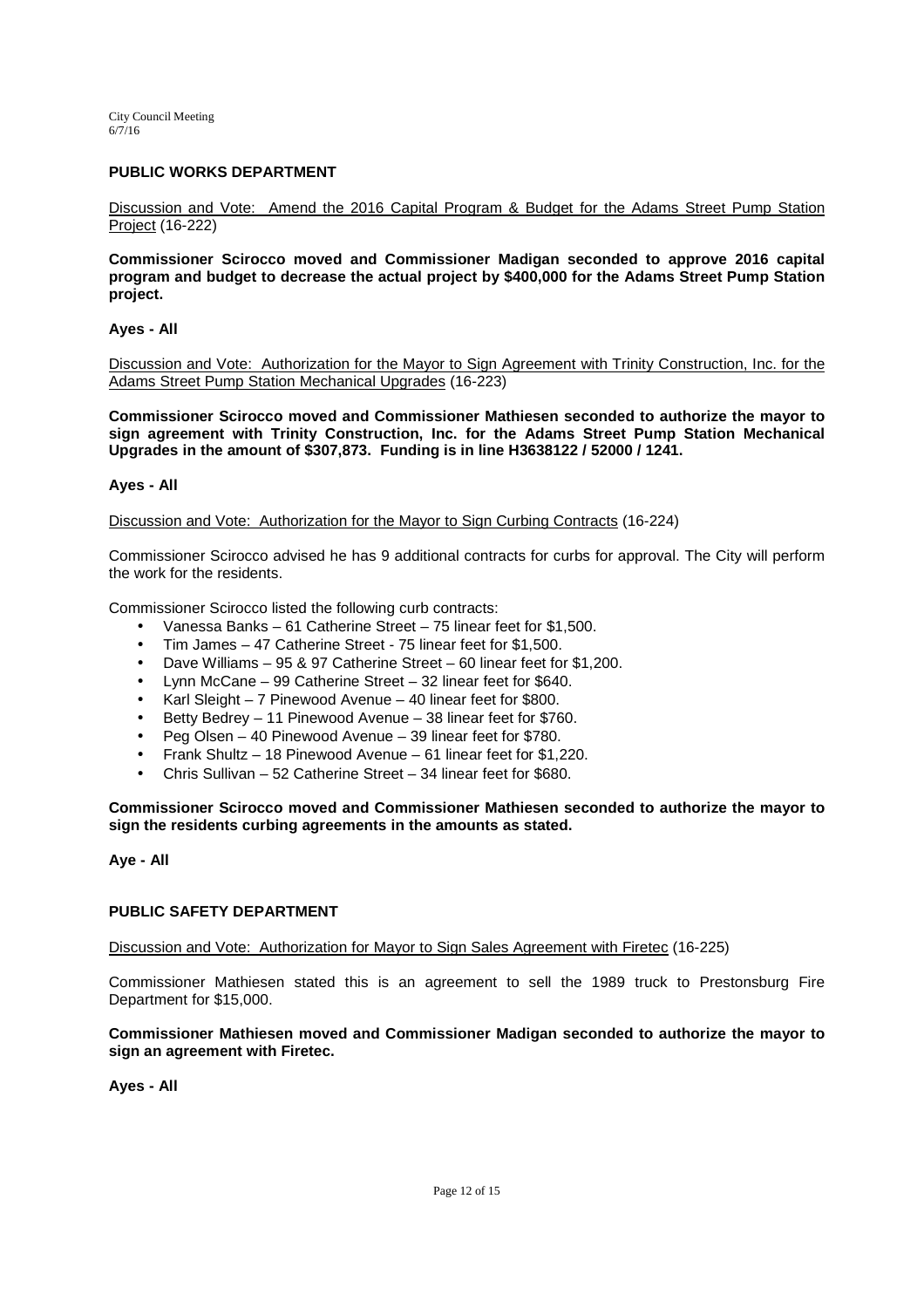## PUBLIC WORKS DEPARTMENT

Discussion and Vote: Amend the 2016 Capital Program & Budget for the Adams Street Pump Station Project (16-222)

**Commissioner Scirocco moved and Commissioner Madigan seconded to approve 2016 capital program and budget to decrease the actual project by $400,000 for the Adams Street Pump Station project.**

**Ayes - All**

Discussion and Vote: Authorization for the Mayor to Sign Agreement with Trinity Construction, Inc. for the Adams Street Pump Station Mechanical Upgrades (16-223)

**Commissioner Scirocco moved and Commissioner Mathiesen seconded to authorize the mayor to sign agreement with Trinity Construction, Inc. for the Adams Street Pump Station Mechanical Upgrades in the amount of $307,873. Funding is in line H3638122 / 52000 / 1241.**

**Ayes - All**

Discussion and Vote: Authorization for the Mayor to Sign Curbing Contracts (16-224)

Commissioner Scirocco advised he has 9 additional contracts for curbs for approval. The City will perform the work for the residents.

Commissioner Scirocco listed the following curb contracts:

- Vanessa Banks – 61 Catherine Street – 75 linear feet for $1,500.
- Tim James – 47 Catherine Street - 75 linear feet for $1,500.
- Dave Williams – 95 & 97 Catherine Street – 60 linear feet for $1,200.
- Lynn McCane – 99 Catherine Street – 32 linear feet for $640.
- Karl Sleight – 7 Pinewood Avenue – 40 linear feet for $800.
- Betty Bedrey – 11 Pinewood Avenue – 38 linear feet for $760.
- Peg Olsen – 40 Pinewood Avenue – 39 linear feet for $780.
- Frank Shultz – 18 Pinewood Avenue – 61 linear feet for $1,220.
- Chris Sullivan – 52 Catherine Street – 34 linear feet for $680.

**Commissioner Scirocco moved and Commissioner Mathiesen seconded to authorize the mayor to sign the residents curbing agreements in the amounts as stated.**

**Aye - All**

## PUBLIC SAFETY DEPARTMENT

Discussion and Vote: Authorization for Mayor to Sign Sales Agreement with Firetec (16-225)

Commissioner Mathiesen stated this is an agreement to sell the 1989 truck to Prestonsburg Fire Department for $15,000.

**Commissioner Mathiesen moved and Commissioner Madigan seconded to authorize the mayor to sign an agreement with Firetec.**

**Ayes - All**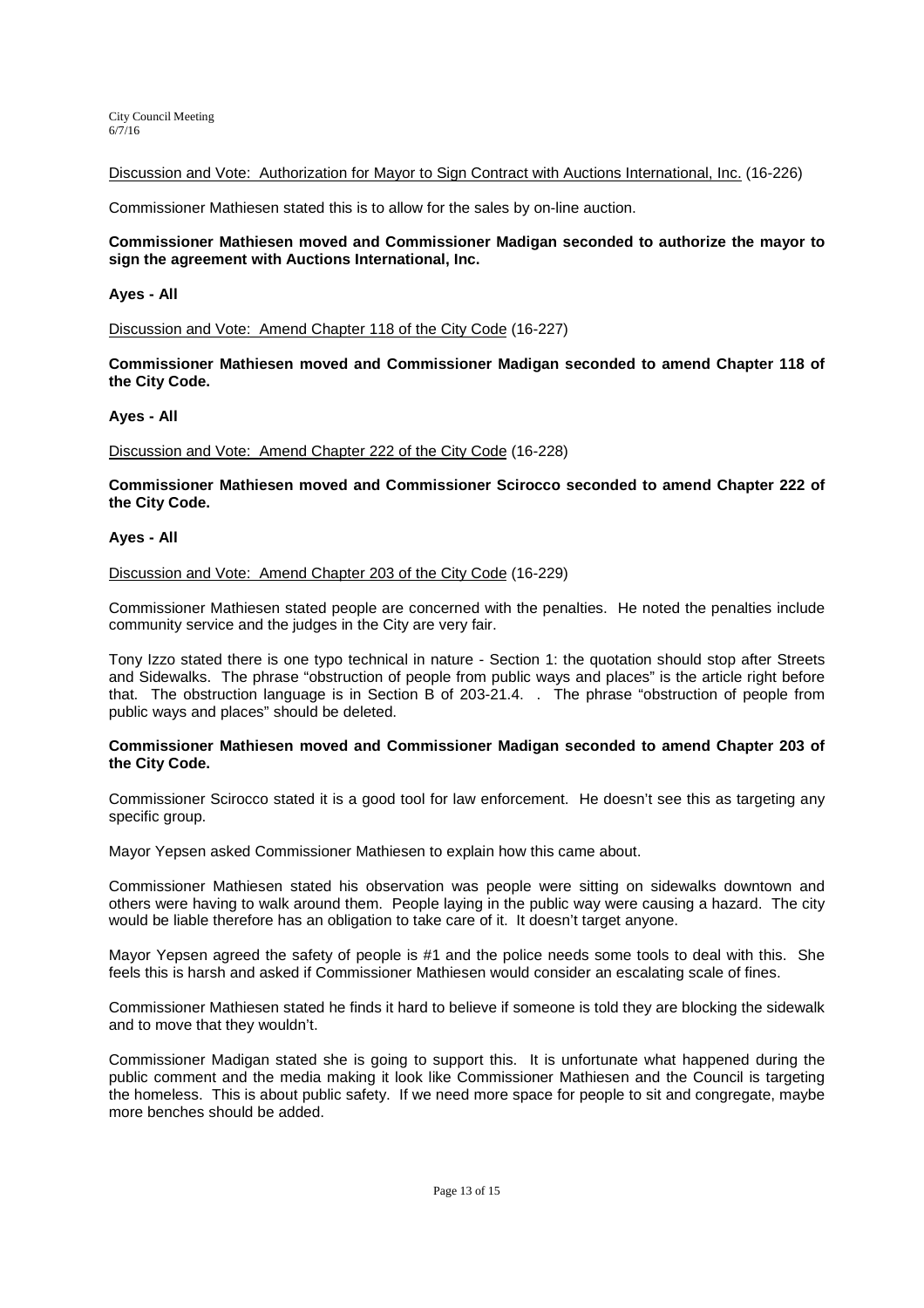<u>Discussion and Vote: Authorization for Mayor to Sign Contract with Auctions International, Inc.</u> (16-226)

Commissioner Mathiesen stated this is to allow for the sales by on-line auction.

**Commissioner Mathiesen moved and Commissioner Madigan seconded to authorize the mayor to sign the agreement with Auctions International, Inc.**

**Ayes - All**

<u>Discussion and Vote: Amend Chapter 118 of the City Code</u> (16-227)

**Commissioner Mathiesen moved and Commissioner Madigan seconded to amend Chapter 118 of the City Code.**

**Ayes - All**

<u>Discussion and Vote: Amend Chapter 222 of the City Code</u> (16-228)

**Commissioner Mathiesen moved and Commissioner Scirocco seconded to amend Chapter 222 of the City Code.**

**Ayes - All**

<u>Discussion and Vote: Amend Chapter 203 of the City Code</u> (16-229)

Commissioner Mathiesen stated people are concerned with the penalties. He noted the penalties include community service and the judges in the City are very fair.

Tony Izzo stated there is one typo technical in nature - Section 1: the quotation should stop after Streets and Sidewalks. The phrase "obstruction of people from public ways and places" is the article right before that. The obstruction language is in Section B of 203-21.4. . The phrase "obstruction of people from public ways and places" should be deleted.

**Commissioner Mathiesen moved and Commissioner Madigan seconded to amend Chapter 203 of the City Code.**

Commissioner Scirocco stated it is a good tool for law enforcement. He doesn't see this as targeting any specific group.

Mayor Yepsen asked Commissioner Mathiesen to explain how this came about.

Commissioner Mathiesen stated his observation was people were sitting on sidewalks downtown and others were having to walk around them. People laying in the public way were causing a hazard. The city would be liable therefore has an obligation to take care of it. It doesn't target anyone.

Mayor Yepsen agreed the safety of people is #1 and the police needs some tools to deal with this. She feels this is harsh and asked if Commissioner Mathiesen would consider an escalating scale of fines.

Commissioner Mathiesen stated he finds it hard to believe if someone is told they are blocking the sidewalk and to move that they wouldn't.

Commissioner Madigan stated she is going to support this. It is unfortunate what happened during the public comment and the media making it look like Commissioner Mathiesen and the Council is targeting the homeless. This is about public safety. If we need more space for people to sit and congregate, maybe more benches should be added.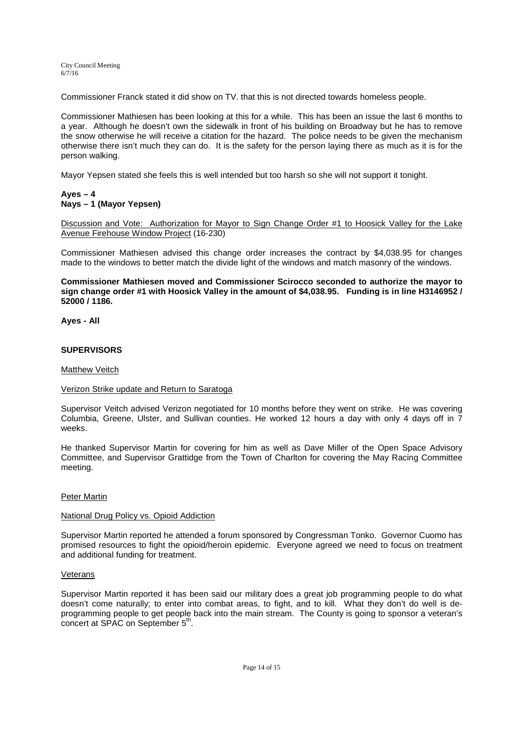Commissioner Franck stated it did show on TV. that this is not directed towards homeless people.

Commissioner Mathiesen has been looking at this for a while. This has been an issue the last 6 months to a year. Although he doesn't own the sidewalk in front of his building on Broadway but he has to remove the snow otherwise he will receive a citation for the hazard. The police needs to be given the mechanism otherwise there isn't much they can do. It is the safety for the person laying there as much as it is for the person walking.

Mayor Yepsen stated she feels this is well intended but too harsh so she will not support it tonight.

**Ayes – 4**
**Nays – 1 (Mayor Yepsen)**

<u>Discussion and Vote: Authorization for Mayor to Sign Change Order #1 to Hoosick Valley for the Lake Avenue Firehouse Window Project</u> (16-230)

Commissioner Mathiesen advised this change order increases the contract by $4,038.95 for changes made to the windows to better match the divide light of the windows and match masonry of the windows.

**Commissioner Mathiesen moved and Commissioner Scirocco seconded to authorize the mayor to sign change order #1 with Hoosick Valley in the amount of $4,038.95. Funding is in line H3146952 / 52000 / 1186.**

**Ayes - All**

## SUPERVISORS

<u>Matthew Veitch</u>

<u>Verizon Strike update and Return to Saratoga</u>

Supervisor Veitch advised Verizon negotiated for 10 months before they went on strike. He was covering Columbia, Greene, Ulster, and Sullivan counties. He worked 12 hours a day with only 4 days off in 7 weeks.

He thanked Supervisor Martin for covering for him as well as Dave Miller of the Open Space Advisory Committee, and Supervisor Grattidge from the Town of Charlton for covering the May Racing Committee meeting.

<u>Peter Martin</u>

<u>National Drug Policy vs. Opioid Addiction</u>

Supervisor Martin reported he attended a forum sponsored by Congressman Tonko. Governor Cuomo has promised resources to fight the opioid/heroin epidemic. Everyone agreed we need to focus on treatment and additional funding for treatment.

<u>Veterans</u>

Supervisor Martin reported it has been said our military does a great job programming people to do what doesn't come naturally; to enter into combat areas, to fight, and to kill. What they don't do well is de-programming people to get people back into the main stream. The County is going to sponsor a veteran's concert at SPAC on September 5th.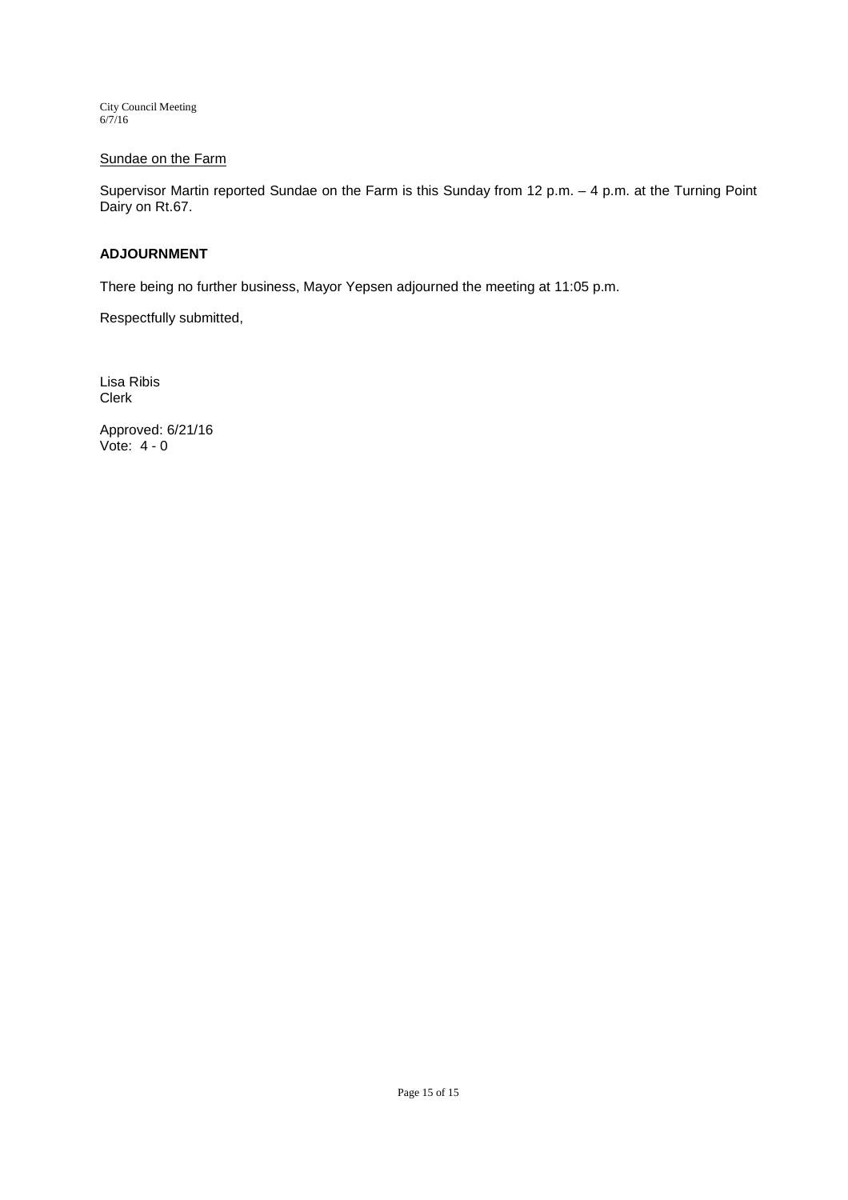Sundae on the Farm

Supervisor Martin reported Sundae on the Farm is this Sunday from 12 p.m. – 4 p.m. at the Turning Point Dairy on Rt.67.

**ADJOURNMENT**

There being no further business, Mayor Yepsen adjourned the meeting at 11:05 p.m.

Respectfully submitted,

Lisa Ribis
Clerk

Approved: 6/21/16
Vote: 4 - 0